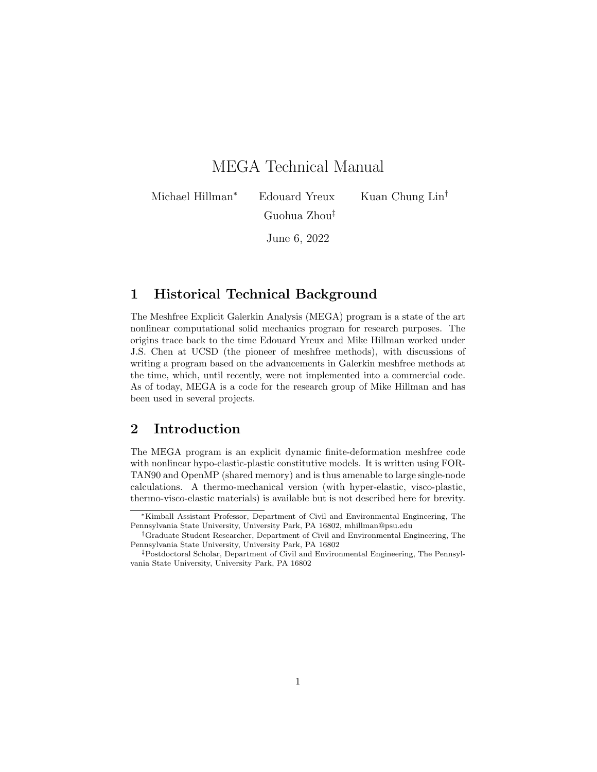# MEGA Technical Manual

Michael Hillman[*] Edouard Yreux Kuan Chung Lin[†]
Guohua Zhou[‡]

June 6, 2022

## 1 Historical Technical Background

The Meshfree Explicit Galerkin Analysis (MEGA) program is a state of the art nonlinear computational solid mechanics program for research purposes. The origins trace back to the time Edouard Yreux and Mike Hillman worked under J.S. Chen at UCSD (the pioneer of meshfree methods), with discussions of writing a program based on the advancements in Galerkin meshfree methods at the time, which, until recently, were not implemented into a commercial code. As of today, MEGA is a code for the research group of Mike Hillman and has been used in several projects.

## 2 Introduction

The MEGA program is an explicit dynamic finite-deformation meshfree code with nonlinear hypo-elastic-plastic constitutive models. It is written using FORTAN90 and OpenMP (shared memory) and is thus amenable to large single-node calculations. A thermo-mechanical version (with hyper-elastic, visco-plastic, thermo-visco-elastic materials) is available but is not described here for brevity.

---

[*] Kimball Assistant Professor, Department of Civil and Environmental Engineering, The Pennsylvania State University, University Park, PA 16802, mhillman@psu.edu

[†] Graduate Student Researcher, Department of Civil and Environmental Engineering, The Pennsylvania State University, University Park, PA 16802

[‡] Postdoctoral Scholar, Department of Civil and Environmental Engineering, The Pennsylvania State University, University Park, PA 16802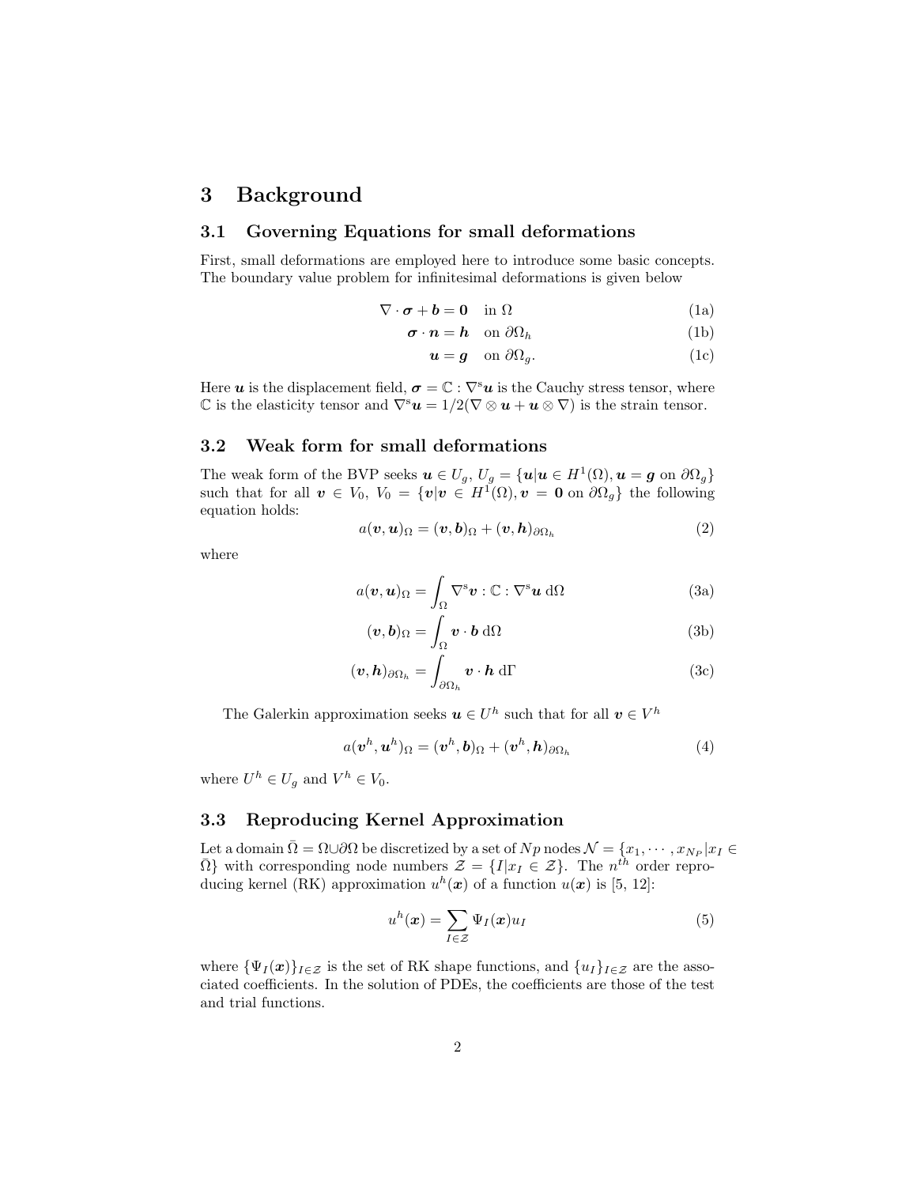# 3 Background

## 3.1 Governing Equations for small deformations

First, small deformations are employed here to introduce some basic concepts. The boundary value problem for infinitesimal deformations is given below

$$
\begin{aligned}
\nabla \cdot \boldsymbol{\sigma} + \boldsymbol{b} &= \boldsymbol{0} \quad \text{in } \Omega && \text{(1a)} \\
\boldsymbol{\sigma} \cdot \boldsymbol{n} &= \boldsymbol{h} \quad \text{on } \partial\Omega_h && \text{(1b)} \\
\boldsymbol{u} &= \boldsymbol{g} \quad \text{on } \partial\Omega_g. && \text{(1c)}
\end{aligned}
$$

Here $\boldsymbol{u}$ is the displacement field, $\boldsymbol{\sigma} = \mathbb{C} : \nabla^{\text{s}}\boldsymbol{u}$ is the Cauchy stress tensor, where $\mathbb{C}$ is the elasticity tensor and $\nabla^{\text{s}}\boldsymbol{u} = 1/2(\nabla \otimes \boldsymbol{u} + \boldsymbol{u} \otimes \nabla)$ is the strain tensor.

## 3.2 Weak form for small deformations

The weak form of the BVP seeks $\boldsymbol{u} \in U_g$, $U_g = \{\boldsymbol{u} | \boldsymbol{u} \in H^1(\Omega), \boldsymbol{u} = \boldsymbol{g} \text{ on } \partial\Omega_g\}$ such that for all $\boldsymbol{v} \in V_0$, $V_0 = \{\boldsymbol{v} | \boldsymbol{v} \in H^1(\Omega), \boldsymbol{v} = \boldsymbol{0} \text{ on } \partial\Omega_g\}$ the following equation holds:

$$
a(\boldsymbol{v}, \boldsymbol{u})_\Omega = (\boldsymbol{v}, \boldsymbol{b})_\Omega + (\boldsymbol{v}, \boldsymbol{h})_{\partial\Omega_h} \tag{2}
$$

where

$$
\begin{aligned}
a(\boldsymbol{v}, \boldsymbol{u})_\Omega &= \int_\Omega \nabla^{\text{s}}\boldsymbol{v} : \mathbb{C} : \nabla^{\text{s}}\boldsymbol{u} \, \text{d}\Omega && \text{(3a)} \\
(\boldsymbol{v}, \boldsymbol{b})_\Omega &= \int_\Omega \boldsymbol{v} \cdot \boldsymbol{b} \, \text{d}\Omega && \text{(3b)} \\
(\boldsymbol{v}, \boldsymbol{h})_{\partial\Omega_h} &= \int_{\partial\Omega_h} \boldsymbol{v} \cdot \boldsymbol{h} \, \text{d}\Gamma && \text{(3c)}
\end{aligned}
$$

The Galerkin approximation seeks $\boldsymbol{u} \in U^h$ such that for all $\boldsymbol{v} \in V^h$

$$
a(\boldsymbol{v}^h, \boldsymbol{u}^h)_\Omega = (\boldsymbol{v}^h, \boldsymbol{b})_\Omega + (\boldsymbol{v}^h, \boldsymbol{h})_{\partial\Omega_h} \tag{4}
$$

where $U^h \in U_g$ and $V^h \in V_0$.

## 3.3 Reproducing Kernel Approximation

Let a domain $\bar{\Omega} = \Omega \cup \partial\Omega$ be discretized by a set of $Np$ nodes $\mathcal{N} = \{x_1, \cdots, x_{N_P} | x_I \in \bar{\Omega}\}$ with corresponding node numbers $\mathcal{Z} = \{I | x_I \in \mathcal{Z}\}$. The $n^{th}$ order reproducing kernel (RK) approximation $u^h(\boldsymbol{x})$ of a function $u(\boldsymbol{x})$ is [5, 12]:

$$
u^h(\boldsymbol{x}) = \sum_{I \in \mathcal{Z}} \Psi_I(\boldsymbol{x}) u_I \tag{5}
$$

where $\{\Psi_I(\boldsymbol{x})\}_{I \in \mathcal{Z}}$ is the set of RK shape functions, and $\{u_I\}_{I \in \mathcal{Z}}$ are the associated coefficients. In the solution of PDEs, the coefficients are those of the test and trial functions.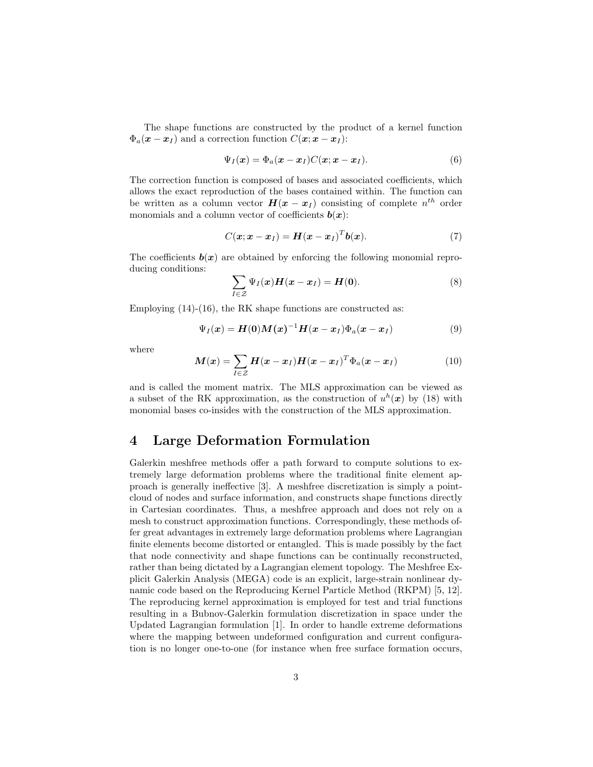The shape functions are constructed by the product of a kernel function $\Phi_a(\boldsymbol{x} - \boldsymbol{x}_I)$ and a correction function $C(\boldsymbol{x}; \boldsymbol{x} - \boldsymbol{x}_I)$:

$$\Psi_I(\boldsymbol{x}) = \Phi_a(\boldsymbol{x} - \boldsymbol{x}_I) C(\boldsymbol{x}; \boldsymbol{x} - \boldsymbol{x}_I). \tag{6}$$

The correction function is composed of bases and associated coefficients, which allows the exact reproduction of the bases contained within. The function can be written as a column vector $\boldsymbol{H}(\boldsymbol{x} - \boldsymbol{x}_I)$ consisting of complete $n^{th}$ order monomials and a column vector of coefficients $\boldsymbol{b}(\boldsymbol{x})$:

$$C(\boldsymbol{x}; \boldsymbol{x} - \boldsymbol{x}_I) = \boldsymbol{H}(\boldsymbol{x} - \boldsymbol{x}_I)^T \boldsymbol{b}(\boldsymbol{x}). \tag{7}$$

The coefficients $\boldsymbol{b}(\boldsymbol{x})$ are obtained by enforcing the following monomial reproducing conditions:

$$\sum_{I \in \mathcal{Z}} \Psi_I(\boldsymbol{x}) \boldsymbol{H}(\boldsymbol{x} - \boldsymbol{x}_I) = \boldsymbol{H}(\boldsymbol{0}). \tag{8}$$

Employing (14)-(16), the RK shape functions are constructed as:

$$\Psi_I(\boldsymbol{x}) = \boldsymbol{H}(\boldsymbol{0}) \boldsymbol{M}(\boldsymbol{x})^{-1} \boldsymbol{H}(\boldsymbol{x} - \boldsymbol{x}_I) \Phi_a(\boldsymbol{x} - \boldsymbol{x}_I) \tag{9}$$

where

$$\boldsymbol{M}(\boldsymbol{x}) = \sum_{I \in \mathcal{Z}} \boldsymbol{H}(\boldsymbol{x} - \boldsymbol{x}_I) \boldsymbol{H}(\boldsymbol{x} - \boldsymbol{x}_I)^T \Phi_a(\boldsymbol{x} - \boldsymbol{x}_I) \tag{10}$$

and is called the moment matrix. The MLS approximation can be viewed as a subset of the RK approximation, as the construction of $u^h(\boldsymbol{x})$ by (18) with monomial bases co-insides with the construction of the MLS approximation.

# 4 Large Deformation Formulation

Galerkin meshfree methods offer a path forward to compute solutions to extremely large deformation problems where the traditional finite element approach is generally ineffective [3]. A meshfree discretization is simply a point-cloud of nodes and surface information, and constructs shape functions directly in Cartesian coordinates. Thus, a meshfree approach and does not rely on a mesh to construct approximation functions. Correspondingly, these methods offer great advantages in extremely large deformation problems where Lagrangian finite elements become distorted or entangled. This is made possibly by the fact that node connectivity and shape functions can be continually reconstructed, rather than being dictated by a Lagrangian element topology. The Meshfree Explicit Galerkin Analysis (MEGA) code is an explicit, large-strain nonlinear dynamic code based on the Reproducing Kernel Particle Method (RKPM) [5, 12]. The reproducing kernel approximation is employed for test and trial functions resulting in a Bubnov-Galerkin formulation discretization in space under the Updated Lagrangian formulation [1]. In order to handle extreme deformations where the mapping between undeformed configuration and current configuration is no longer one-to-one (for instance when free surface formation occurs,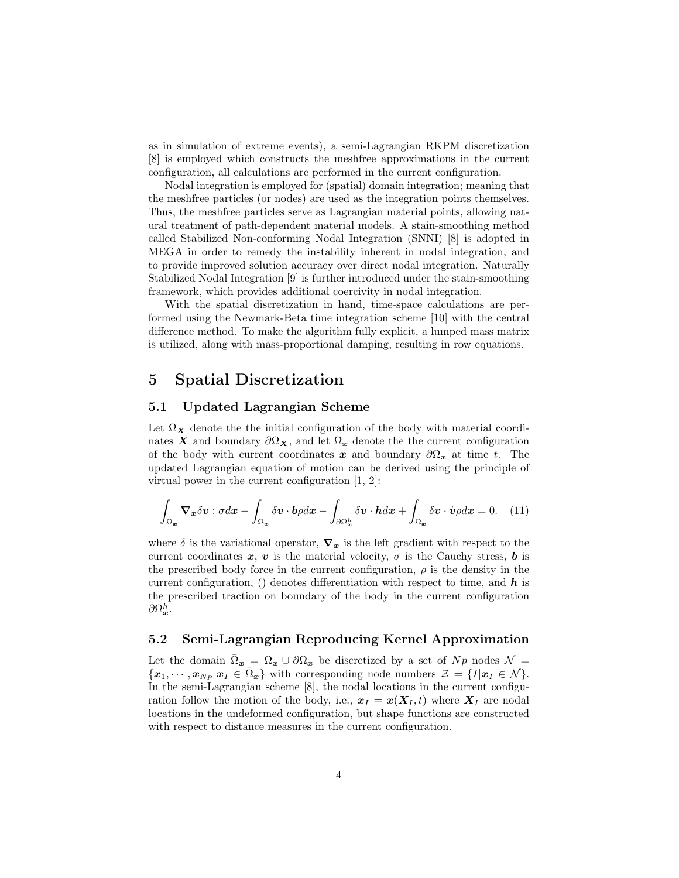as in simulation of extreme events), a semi-Lagrangian RKPM discretization [8] is employed which constructs the meshfree approximations in the current configuration, all calculations are performed in the current configuration.

Nodal integration is employed for (spatial) domain integration; meaning that the meshfree particles (or nodes) are used as the integration points themselves. Thus, the meshfree particles serve as Lagrangian material points, allowing natural treatment of path-dependent material models. A stain-smoothing method called Stabilized Non-conforming Nodal Integration (SNNI) [8] is adopted in MEGA in order to remedy the instability inherent in nodal integration, and to provide improved solution accuracy over direct nodal integration. Naturally Stabilized Nodal Integration [9] is further introduced under the stain-smoothing framework, which provides additional coercivity in nodal integration.

With the spatial discretization in hand, time-space calculations are performed using the Newmark-Beta time integration scheme [10] with the central difference method. To make the algorithm fully explicit, a lumped mass matrix is utilized, along with mass-proportional damping, resulting in row equations.

# 5 Spatial Discretization

## 5.1 Updated Lagrangian Scheme

Let $\Omega_{\boldsymbol{X}}$ denote the the initial configuration of the body with material coordinates $\boldsymbol{X}$ and boundary $\partial\Omega_{\boldsymbol{X}}$, and let $\Omega_{\boldsymbol{x}}$ denote the the current configuration of the body with current coordinates $\boldsymbol{x}$ and boundary $\partial\Omega_{\boldsymbol{x}}$ at time $t$. The updated Lagrangian equation of motion can be derived using the principle of virtual power in the current configuration [1, 2]:

$$\int_{\Omega_{\boldsymbol{x}}} \boldsymbol{\nabla}_{\boldsymbol{x}}\delta\boldsymbol{v} : \sigma d\boldsymbol{x} - \int_{\Omega_{\boldsymbol{x}}} \delta\boldsymbol{v}\cdot\boldsymbol{b}\rho d\boldsymbol{x} - \int_{\partial\Omega_{\boldsymbol{x}}^h} \delta\boldsymbol{v}\cdot\boldsymbol{h} d\boldsymbol{x} + \int_{\Omega_{\boldsymbol{x}}} \delta\boldsymbol{v}\cdot\dot{\boldsymbol{v}}\rho d\boldsymbol{x} = 0. \quad (11)$$

where $\delta$ is the variational operator, $\boldsymbol{\nabla}_{\boldsymbol{x}}$ is the left gradient with respect to the current coordinates $\boldsymbol{x}$, $\boldsymbol{v}$ is the material velocity, $\sigma$ is the Cauchy stress, $\boldsymbol{b}$ is the prescribed body force in the current configuration, $\rho$ is the density in the current configuration, $\dot{()}$ denotes differentiation with respect to time, and $\boldsymbol{h}$ is the prescribed traction on boundary of the body in the current configuration $\partial\Omega_{\boldsymbol{x}}^h$.

## 5.2 Semi-Lagrangian Reproducing Kernel Approximation

Let the domain $\bar{\Omega}_{\boldsymbol{x}} = \Omega_{\boldsymbol{x}} \cup \partial\Omega_{\boldsymbol{x}}$ be discretized by a set of $Np$ nodes $\mathcal{N} = \{\boldsymbol{x}_1, \cdots, \boldsymbol{x}_{N_P} | \boldsymbol{x}_I \in \bar{\Omega}_{\boldsymbol{x}}\}$ with corresponding node numbers $\mathcal{Z} = \{I | \boldsymbol{x}_I \in \mathcal{N}\}$. In the semi-Lagrangian scheme [8], the nodal locations in the current configuration follow the motion of the body, i.e., $\boldsymbol{x}_I = \boldsymbol{x}(\boldsymbol{X}_I, t)$ where $\boldsymbol{X}_I$ are nodal locations in the undeformed configuration, but shape functions are constructed with respect to distance measures in the current configuration.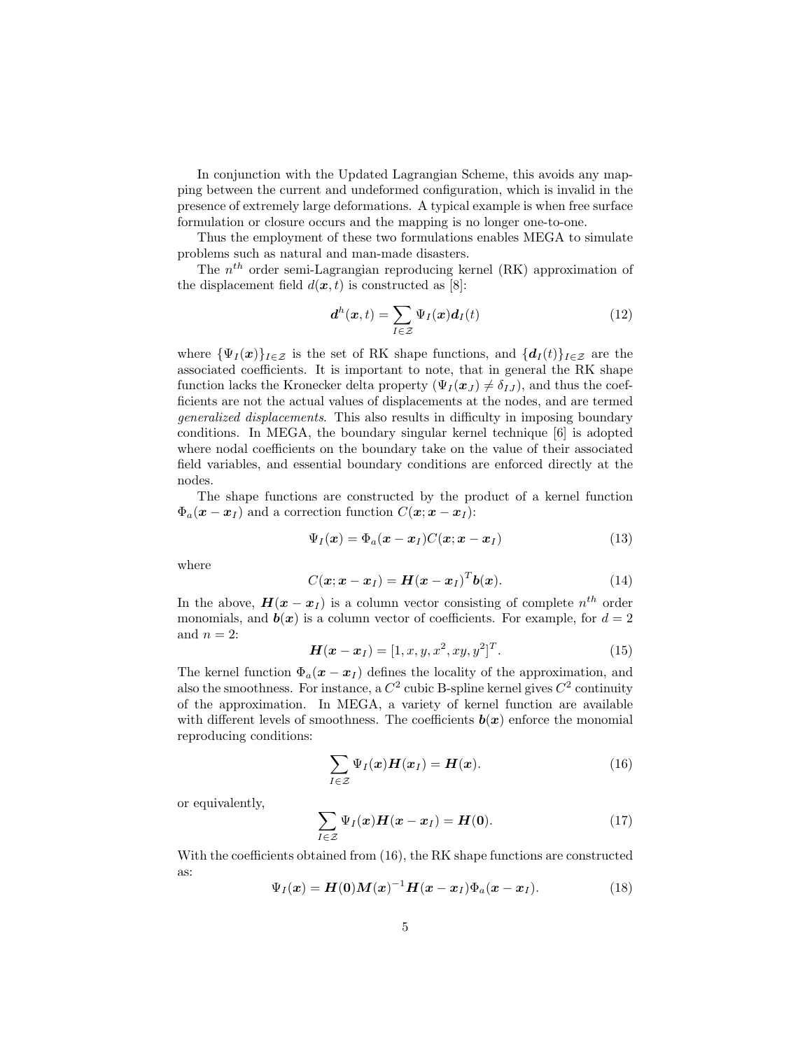In conjunction with the Updated Lagrangian Scheme, this avoids any mapping between the current and undeformed configuration, which is invalid in the presence of extremely large deformations. A typical example is when free surface formulation or closure occurs and the mapping is no longer one-to-one.

Thus the employment of these two formulations enables MEGA to simulate problems such as natural and man-made disasters.

The $n^{th}$ order semi-Lagrangian reproducing kernel (RK) approximation of the displacement field $d(\boldsymbol{x}, t)$ is constructed as [8]:

$$\boldsymbol{d}^h(\boldsymbol{x}, t) = \sum_{I \in \mathcal{Z}} \Psi_I(\boldsymbol{x}) \boldsymbol{d}_I(t) \tag{12}$$

where $\{\Psi_I(\boldsymbol{x})\}_{I \in \mathcal{Z}}$ is the set of RK shape functions, and $\{\boldsymbol{d}_I(t)\}_{I \in \mathcal{Z}}$ are the associated coefficients. It is important to note, that in general the RK shape function lacks the Kronecker delta property ($\Psi_I(\boldsymbol{x}_J) \neq \delta_{IJ}$), and thus the coefficients are not the actual values of displacements at the nodes, and are termed *generalized displacements*. This also results in difficulty in imposing boundary conditions. In MEGA, the boundary singular kernel technique [6] is adopted where nodal coefficients on the boundary take on the value of their associated field variables, and essential boundary conditions are enforced directly at the nodes.

The shape functions are constructed by the product of a kernel function $\Phi_a(\boldsymbol{x} - \boldsymbol{x}_I)$ and a correction function $C(\boldsymbol{x}; \boldsymbol{x} - \boldsymbol{x}_I)$:

$$\Psi_I(\boldsymbol{x}) = \Phi_a(\boldsymbol{x} - \boldsymbol{x}_I) C(\boldsymbol{x}; \boldsymbol{x} - \boldsymbol{x}_I) \tag{13}$$

where

$$C(\boldsymbol{x}; \boldsymbol{x} - \boldsymbol{x}_I) = \boldsymbol{H}(\boldsymbol{x} - \boldsymbol{x}_I)^T \boldsymbol{b}(\boldsymbol{x}). \tag{14}$$

In the above, $\boldsymbol{H}(\boldsymbol{x} - \boldsymbol{x}_I)$ is a column vector consisting of complete $n^{th}$ order monomials, and $\boldsymbol{b}(\boldsymbol{x})$ is a column vector of coefficients. For example, for $d = 2$ and $n = 2$:

$$\boldsymbol{H}(\boldsymbol{x} - \boldsymbol{x}_I) = [1, x, y, x^2, xy, y^2]^T. \tag{15}$$

The kernel function $\Phi_a(\boldsymbol{x} - \boldsymbol{x}_I)$ defines the locality of the approximation, and also the smoothness. For instance, a $C^2$ cubic B-spline kernel gives $C^2$ continuity of the approximation. In MEGA, a variety of kernel function are available with different levels of smoothness. The coefficients $\boldsymbol{b}(\boldsymbol{x})$ enforce the monomial reproducing conditions:

$$\sum_{I \in \mathcal{Z}} \Psi_I(\boldsymbol{x}) \boldsymbol{H}(\boldsymbol{x}_I) = \boldsymbol{H}(\boldsymbol{x}). \tag{16}$$

or equivalently,

$$\sum_{I \in \mathcal{Z}} \Psi_I(\boldsymbol{x}) \boldsymbol{H}(\boldsymbol{x} - \boldsymbol{x}_I) = \boldsymbol{H}(\boldsymbol{0}). \tag{17}$$

With the coefficients obtained from (16), the RK shape functions are constructed as:

$$\Psi_I(\boldsymbol{x}) = \boldsymbol{H}(\boldsymbol{0}) \boldsymbol{M}(\boldsymbol{x})^{-1} \boldsymbol{H}(\boldsymbol{x} - \boldsymbol{x}_I) \Phi_a(\boldsymbol{x} - \boldsymbol{x}_I). \tag{18}$$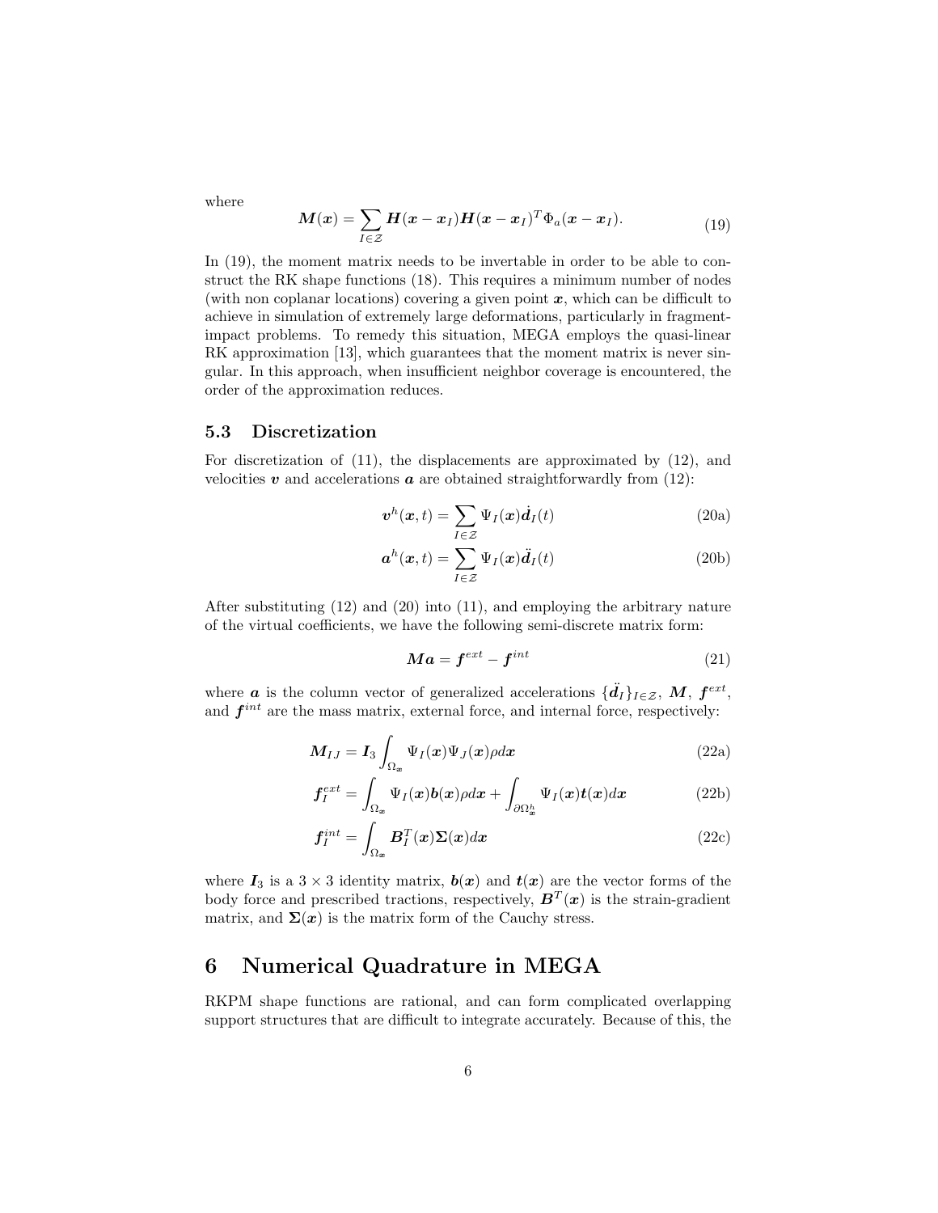where

$$\boldsymbol{M}(\boldsymbol{x}) = \sum_{I \in \mathcal{Z}} \boldsymbol{H}(\boldsymbol{x} - \boldsymbol{x}_I)\boldsymbol{H}(\boldsymbol{x} - \boldsymbol{x}_I)^T \Phi_a(\boldsymbol{x} - \boldsymbol{x}_I). \tag{19}$$

In (19), the moment matrix needs to be invertable in order to be able to construct the RK shape functions (18). This requires a minimum number of nodes (with non coplanar locations) covering a given point $\boldsymbol{x}$, which can be difficult to achieve in simulation of extremely large deformations, particularly in fragment-impact problems. To remedy this situation, MEGA employs the quasi-linear RK approximation [13], which guarantees that the moment matrix is never singular. In this approach, when insufficient neighbor coverage is encountered, the order of the approximation reduces.

### 5.3 Discretization

For discretization of (11), the displacements are approximated by (12), and velocities $\boldsymbol{v}$ and accelerations $\boldsymbol{a}$ are obtained straightforwardly from (12):

$$\boldsymbol{v}^h(\boldsymbol{x}, t) = \sum_{I \in \mathcal{Z}} \Psi_I(\boldsymbol{x})\dot{\boldsymbol{d}}_I(t) \tag{20a}$$

$$\boldsymbol{a}^h(\boldsymbol{x}, t) = \sum_{I \in \mathcal{Z}} \Psi_I(\boldsymbol{x})\ddot{\boldsymbol{d}}_I(t) \tag{20b}$$

After substituting (12) and (20) into (11), and employing the arbitrary nature of the virtual coefficients, we have the following semi-discrete matrix form:

$$\boldsymbol{M}\boldsymbol{a} = \boldsymbol{f}^{ext} - \boldsymbol{f}^{int} \tag{21}$$

where $\boldsymbol{a}$ is the column vector of generalized accelerations $\{\ddot{\boldsymbol{d}}_I\}_{I \in \mathcal{Z}}$, $\boldsymbol{M}$, $\boldsymbol{f}^{ext}$, and $\boldsymbol{f}^{int}$ are the mass matrix, external force, and internal force, respectively:

$$\boldsymbol{M}_{IJ} = \boldsymbol{I}_3 \int_{\Omega_{\boldsymbol{x}}} \Psi_I(\boldsymbol{x})\Psi_J(\boldsymbol{x})\rho d\boldsymbol{x} \tag{22a}$$

$$\boldsymbol{f}_I^{ext} = \int_{\Omega_{\boldsymbol{x}}} \Psi_I(\boldsymbol{x})\boldsymbol{b}(\boldsymbol{x})\rho d\boldsymbol{x} + \int_{\partial\Omega_{\boldsymbol{x}}^h} \Psi_I(\boldsymbol{x})\boldsymbol{t}(\boldsymbol{x})d\boldsymbol{x} \tag{22b}$$

$$\boldsymbol{f}_I^{int} = \int_{\Omega_{\boldsymbol{x}}} \boldsymbol{B}_I^T(\boldsymbol{x})\boldsymbol{\Sigma}(\boldsymbol{x})d\boldsymbol{x} \tag{22c}$$

where $\boldsymbol{I}_3$ is a $3 \times 3$ identity matrix, $\boldsymbol{b}(\boldsymbol{x})$ and $\boldsymbol{t}(\boldsymbol{x})$ are the vector forms of the body force and prescribed tractions, respectively, $\boldsymbol{B}^T(\boldsymbol{x})$ is the strain-gradient matrix, and $\boldsymbol{\Sigma}(\boldsymbol{x})$ is the matrix form of the Cauchy stress.

## 6 Numerical Quadrature in MEGA

RKPM shape functions are rational, and can form complicated overlapping support structures that are difficult to integrate accurately. Because of this, the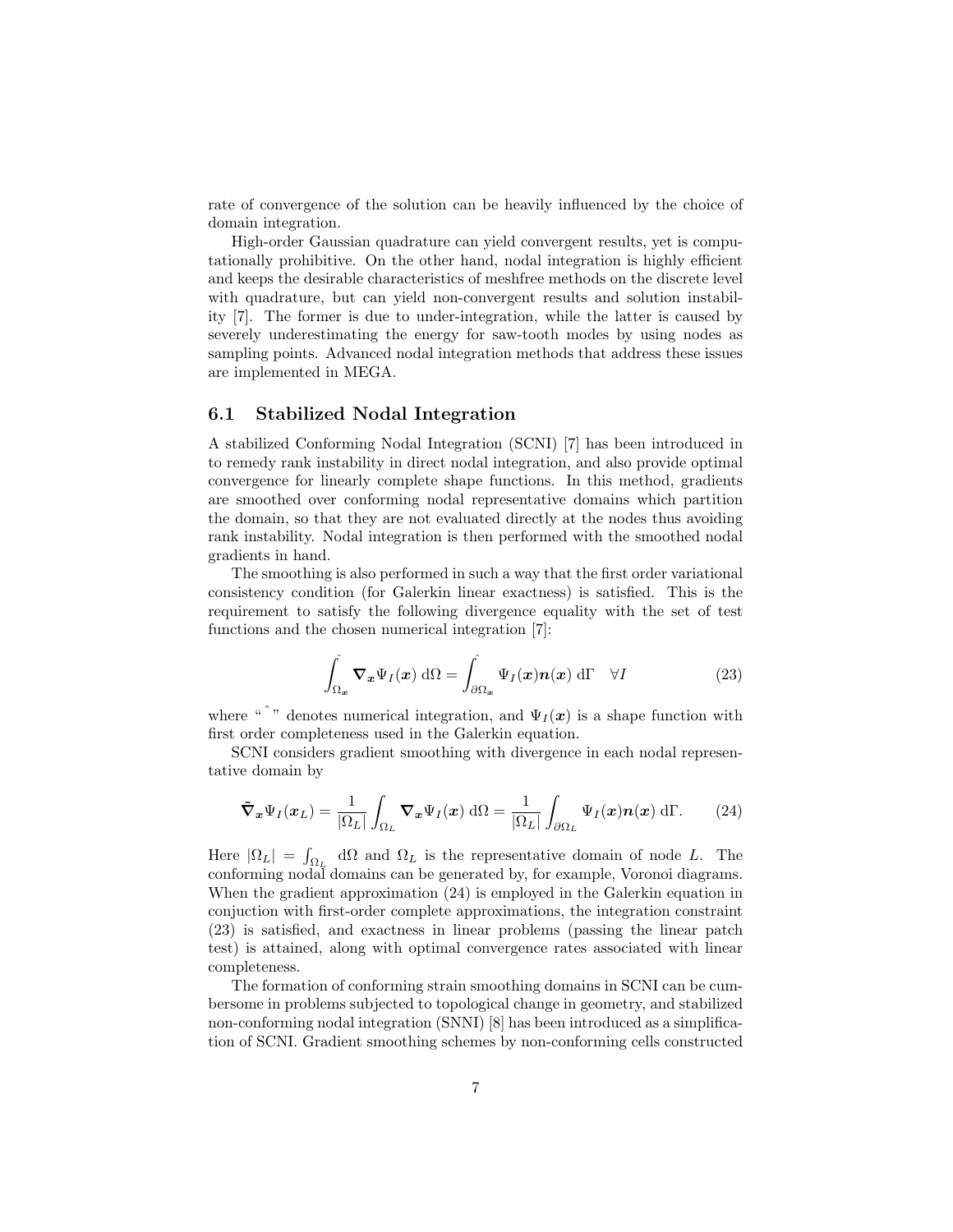rate of convergence of the solution can be heavily influenced by the choice of domain integration.

High-order Gaussian quadrature can yield convergent results, yet is computationally prohibitive. On the other hand, nodal integration is highly efficient and keeps the desirable characteristics of meshfree methods on the discrete level with quadrature, but can yield non-convergent results and solution instability [7]. The former is due to under-integration, while the latter is caused by severely underestimating the energy for saw-tooth modes by using nodes as sampling points. Advanced nodal integration methods that address these issues are implemented in MEGA.

## 6.1 Stabilized Nodal Integration

A stabilized Conforming Nodal Integration (SCNI) [7] has been introduced in to remedy rank instability in direct nodal integration, and also provide optimal convergence for linearly complete shape functions. In this method, gradients are smoothed over conforming nodal representative domains which partition the domain, so that they are not evaluated directly at the nodes thus avoiding rank instability. Nodal integration is then performed with the smoothed nodal gradients in hand.

The smoothing is also performed in such a way that the first order variational consistency condition (for Galerkin linear exactness) is satisfied. This is the requirement to satisfy the following divergence equality with the set of test functions and the chosen numerical integration [7]:

$$\hat{\int}_{\Omega_{\boldsymbol{x}}} \boldsymbol{\nabla}_{\boldsymbol{x}} \Psi_I(\boldsymbol{x}) \, \mathrm{d}\Omega = \hat{\int}_{\partial\Omega_{\boldsymbol{x}}} \Psi_I(\boldsymbol{x}) \boldsymbol{n}(\boldsymbol{x}) \, \mathrm{d}\Gamma \quad \forall I \tag{23}$$

where " $\hat{}$ " denotes numerical integration, and $\Psi_I(\boldsymbol{x})$ is a shape function with first order completeness used in the Galerkin equation.

SCNI considers gradient smoothing with divergence in each nodal representative domain by

$$\tilde{\boldsymbol{\nabla}}_{\boldsymbol{x}} \Psi_I(\boldsymbol{x}_L) = \frac{1}{|\Omega_L|} \int_{\Omega_L} \boldsymbol{\nabla}_{\boldsymbol{x}} \Psi_I(\boldsymbol{x}) \, \mathrm{d}\Omega = \frac{1}{|\Omega_L|} \int_{\partial\Omega_L} \Psi_I(\boldsymbol{x}) \boldsymbol{n}(\boldsymbol{x}) \, \mathrm{d}\Gamma. \tag{24}$$

Here $|\Omega_L| = \int_{\Omega_L} \mathrm{d}\Omega$ and $\Omega_L$ is the representative domain of node $L$. The conforming nodal domains can be generated by, for example, Voronoi diagrams. When the gradient approximation (24) is employed in the Galerkin equation in conjuction with first-order complete approximations, the integration constraint (23) is satisfied, and exactness in linear problems (passing the linear patch test) is attained, along with optimal convergence rates associated with linear completeness.

The formation of conforming strain smoothing domains in SCNI can be cumbersome in problems subjected to topological change in geometry, and stabilized non-conforming nodal integration (SNNI) [8] has been introduced as a simplification of SCNI. Gradient smoothing schemes by non-conforming cells constructed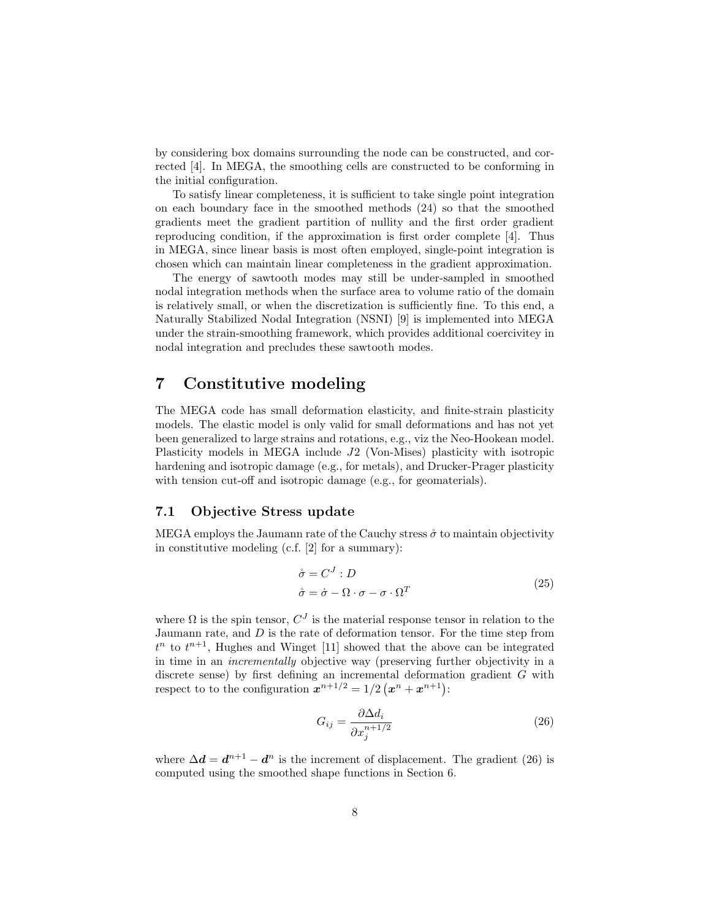by considering box domains surrounding the node can be constructed, and corrected [4]. In MEGA, the smoothing cells are constructed to be conforming in the initial configuration.

To satisfy linear completeness, it is sufficient to take single point integration on each boundary face in the smoothed methods (24) so that the smoothed gradients meet the gradient partition of nullity and the first order gradient reproducing condition, if the approximation is first order complete [4]. Thus in MEGA, since linear basis is most often employed, single-point integration is chosen which can maintain linear completeness in the gradient approximation.

The energy of sawtooth modes may still be under-sampled in smoothed nodal integration methods when the surface area to volume ratio of the domain is relatively small, or when the discretization is sufficiently fine. To this end, a Naturally Stabilized Nodal Integration (NSNI) [9] is implemented into MEGA under the strain-smoothing framework, which provides additional coercivitey in nodal integration and precludes these sawtooth modes.

# 7 Constitutive modeling

The MEGA code has small deformation elasticity, and finite-strain plasticity models. The elastic model is only valid for small deformations and has not yet been generalized to large strains and rotations, e.g., viz the Neo-Hookean model. Plasticity models in MEGA include $J2$ (Von-Mises) plasticity with isotropic hardening and isotropic damage (e.g., for metals), and Drucker-Prager plasticity with tension cut-off and isotropic damage (e.g., for geomaterials).

## 7.1 Objective Stress update

MEGA employs the Jaumann rate of the Cauchy stress $\mathring{\sigma}$ to maintain objectivity in constitutive modeling (c.f. [2] for a summary):

$$
\begin{aligned}
\mathring{\sigma} &= C^J : D \\
\mathring{\sigma} &= \dot{\sigma} - \Omega \cdot \sigma - \sigma \cdot \Omega^T
\end{aligned}
\tag{25}
$$

where $\Omega$ is the spin tensor, $C^J$ is the material response tensor in relation to the Jaumann rate, and $D$ is the rate of deformation tensor. For the time step from $t^n$ to $t^{n+1}$, Hughes and Winget [11] showed that the above can be integrated in time in an *incrementally* objective way (preserving further objectivity in a discrete sense) by first defining an incremental deformation gradient $G$ with respect to to the configuration $\boldsymbol{x}^{n+1/2} = 1/2\left(\boldsymbol{x}^n + \boldsymbol{x}^{n+1}\right)$:

$$
G_{ij} = \frac{\partial \Delta d_i}{\partial x_j^{n+1/2}}
\tag{26}
$$

where $\Delta \boldsymbol{d} = \boldsymbol{d}^{n+1} - \boldsymbol{d}^n$ is the increment of displacement. The gradient (26) is computed using the smoothed shape functions in Section 6.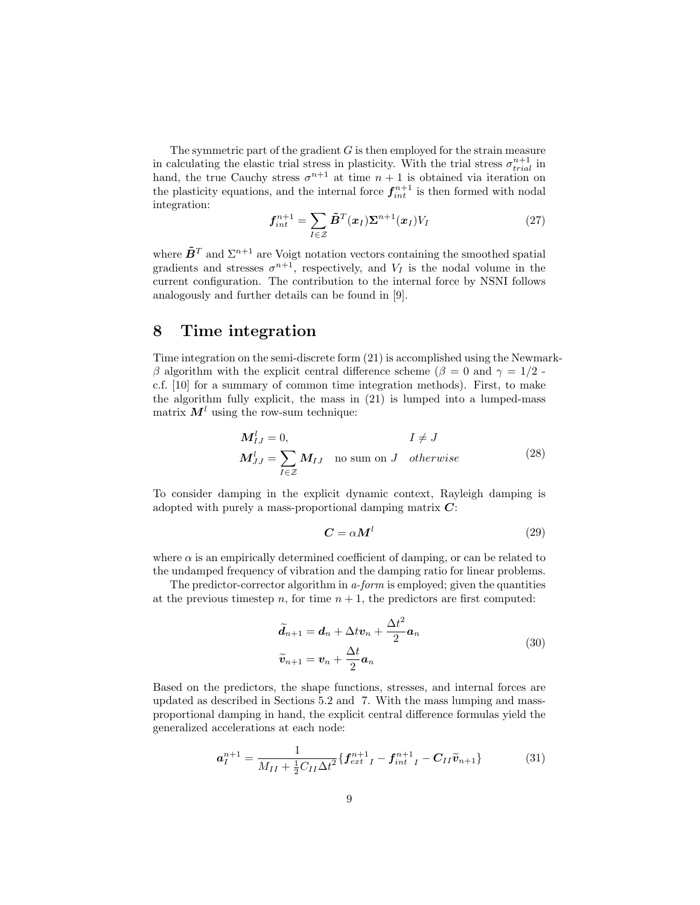The symmetric part of the gradient $G$ is then employed for the strain measure in calculating the elastic trial stress in plasticity. With the trial stress $\sigma^{n+1}_{trial}$ in hand, the true Cauchy stress $\sigma^{n+1}$ at time $n+1$ is obtained via iteration on the plasticity equations, and the internal force $\boldsymbol{f}^{n+1}_{int}$ is then formed with nodal integration:

$$\boldsymbol{f}^{n+1}_{int} = \sum_{I \in \mathcal{Z}} \tilde{\boldsymbol{B}}^T(\boldsymbol{x}_I) \boldsymbol{\Sigma}^{n+1}(\boldsymbol{x}_I) V_I \tag{27}$$

where $\tilde{\boldsymbol{B}}^T$ and $\Sigma^{n+1}$ are Voigt notation vectors containing the smoothed spatial gradients and stresses $\sigma^{n+1}$, respectively, and $V_I$ is the nodal volume in the current configuration. The contribution to the internal force by NSNI follows analogously and further details can be found in [9].

# 8 Time integration

Time integration on the semi-discrete form (21) is accomplished using the Newmark-$\beta$ algorithm with the explicit central difference scheme ($\beta = 0$ and $\gamma = 1/2$ - c.f. [10] for a summary of common time integration methods). First, to make the algorithm fully explicit, the mass in (21) is lumped into a lumped-mass matrix $\boldsymbol{M}^l$ using the row-sum technique:

$$\begin{aligned} \boldsymbol{M}^l_{IJ} &= 0, & & I \neq J \\ \boldsymbol{M}^l_{JJ} &= \sum_{I \in \mathcal{Z}} \boldsymbol{M}_{IJ} \quad \text{no sum on } J & & \textit{otherwise} \end{aligned} \tag{28}$$

To consider damping in the explicit dynamic context, Rayleigh damping is adopted with purely a mass-proportional damping matrix $\boldsymbol{C}$:

$$\boldsymbol{C} = \alpha \boldsymbol{M}^l \tag{29}$$

where $\alpha$ is an empirically determined coefficient of damping, or can be related to the undamped frequency of vibration and the damping ratio for linear problems.

The predictor-corrector algorithm in *a-form* is employed; given the quantities at the previous timestep $n$, for time $n+1$, the predictors are first computed:

$$\begin{aligned} \widetilde{\boldsymbol{d}}_{n+1} &= \boldsymbol{d}_n + \Delta t \boldsymbol{v}_n + \frac{\Delta t^2}{2} \boldsymbol{a}_n \\ \widetilde{\boldsymbol{v}}_{n+1} &= \boldsymbol{v}_n + \frac{\Delta t}{2} \boldsymbol{a}_n \end{aligned} \tag{30}$$

Based on the predictors, the shape functions, stresses, and internal forces are updated as described in Sections 5.2 and 7. With the mass lumping and mass-proportional damping in hand, the explicit central difference formulas yield the generalized accelerations at each node:

$$\boldsymbol{a}^{n+1}_I = \frac{1}{M_{II} + \frac{1}{2} C_{II} \Delta t^2} \{ \boldsymbol{f}^{n+1}_{ext\,I} - \boldsymbol{f}^{n+1}_{int\,I} - \boldsymbol{C}_{II} \widetilde{\boldsymbol{v}}_{n+1} \} \tag{31}$$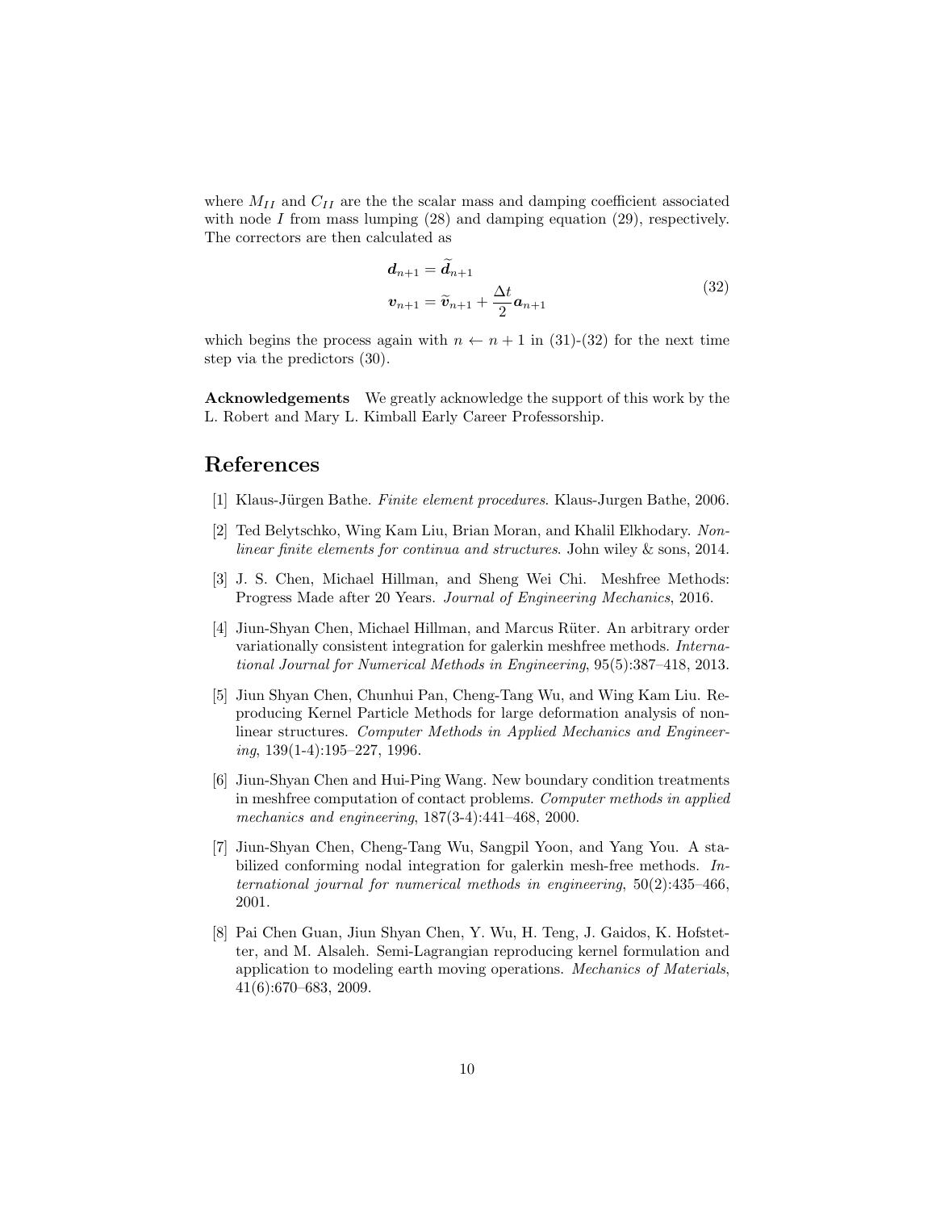where $M_{II}$ and $C_{II}$ are the the scalar mass and damping coefficient associated with node $I$ from mass lumping (28) and damping equation (29), respectively. The correctors are then calculated as

$$
\begin{aligned}
\boldsymbol{d}_{n+1} &= \widetilde{\boldsymbol{d}}_{n+1} \\
\boldsymbol{v}_{n+1} &= \widetilde{\boldsymbol{v}}_{n+1} + \frac{\Delta t}{2} \boldsymbol{a}_{n+1}
\end{aligned}
\tag{32}
$$

which begins the process again with $n \leftarrow n+1$ in (31)-(32) for the next time step via the predictors (30).

**Acknowledgements** We greatly acknowledge the support of this work by the L. Robert and Mary L. Kimball Early Career Professorship.

## References

[1] Klaus-Jürgen Bathe. *Finite element procedures*. Klaus-Jurgen Bathe, 2006.

[2] Ted Belytschko, Wing Kam Liu, Brian Moran, and Khalil Elkhodary. *Nonlinear finite elements for continua and structures*. John wiley & sons, 2014.

[3] J. S. Chen, Michael Hillman, and Sheng Wei Chi. Meshfree Methods: Progress Made after 20 Years. *Journal of Engineering Mechanics*, 2016.

[4] Jiun-Shyan Chen, Michael Hillman, and Marcus Rüter. An arbitrary order variationally consistent integration for galerkin meshfree methods. *International Journal for Numerical Methods in Engineering*, 95(5):387–418, 2013.

[5] Jiun Shyan Chen, Chunhui Pan, Cheng-Tang Wu, and Wing Kam Liu. Reproducing Kernel Particle Methods for large deformation analysis of nonlinear structures. *Computer Methods in Applied Mechanics and Engineering*, 139(1-4):195–227, 1996.

[6] Jiun-Shyan Chen and Hui-Ping Wang. New boundary condition treatments in meshfree computation of contact problems. *Computer methods in applied mechanics and engineering*, 187(3-4):441–468, 2000.

[7] Jiun-Shyan Chen, Cheng-Tang Wu, Sangpil Yoon, and Yang You. A stabilized conforming nodal integration for galerkin mesh-free methods. *International journal for numerical methods in engineering*, 50(2):435–466, 2001.

[8] Pai Chen Guan, Jiun Shyan Chen, Y. Wu, H. Teng, J. Gaidos, K. Hofstetter, and M. Alsaleh. Semi-Lagrangian reproducing kernel formulation and application to modeling earth moving operations. *Mechanics of Materials*, 41(6):670–683, 2009.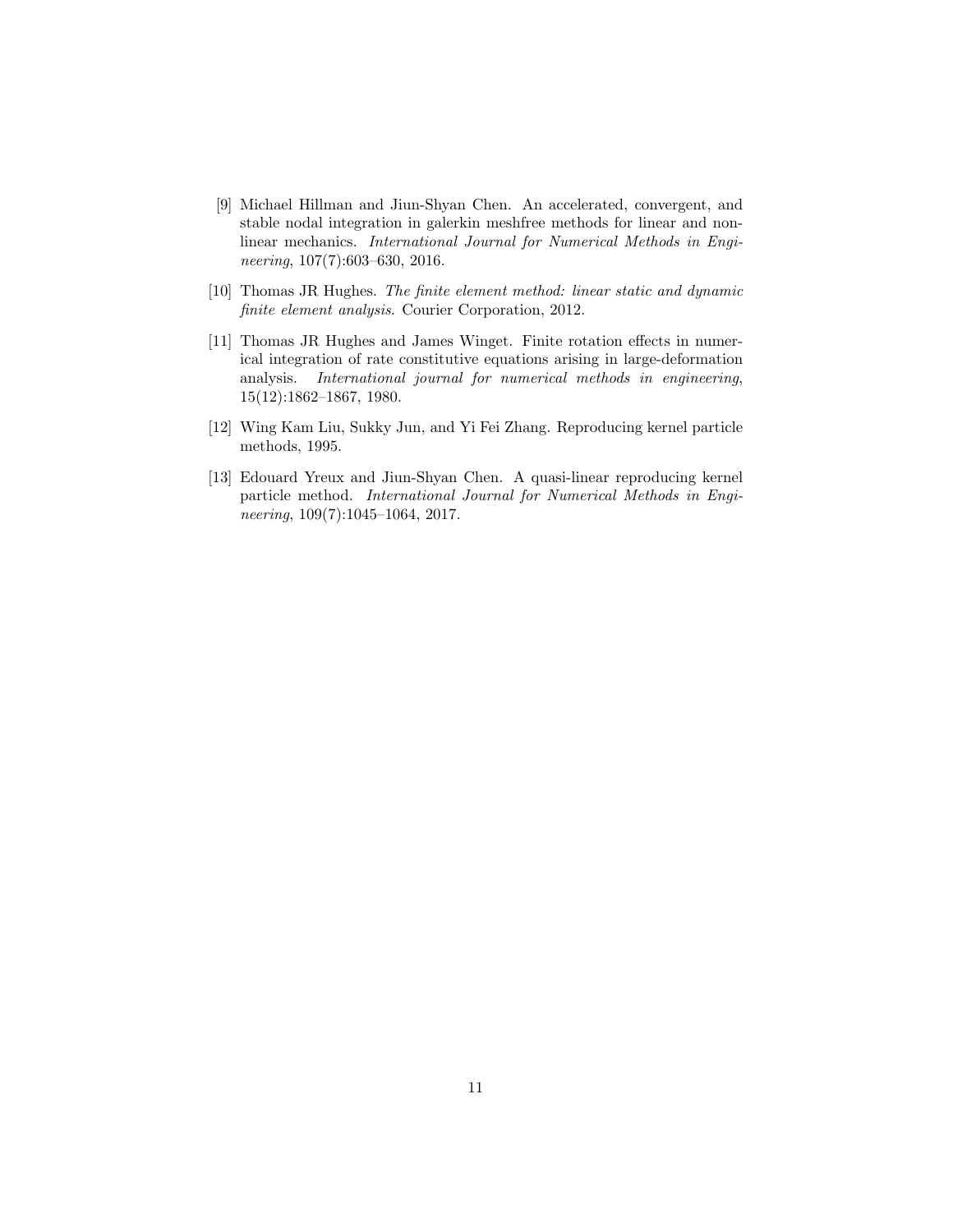[9] Michael Hillman and Jiun-Shyan Chen. An accelerated, convergent, and stable nodal integration in galerkin meshfree methods for linear and nonlinear mechanics. *International Journal for Numerical Methods in Engineering*, 107(7):603–630, 2016.

[10] Thomas JR Hughes. *The finite element method: linear static and dynamic finite element analysis*. Courier Corporation, 2012.

[11] Thomas JR Hughes and James Winget. Finite rotation effects in numerical integration of rate constitutive equations arising in large-deformation analysis. *International journal for numerical methods in engineering*, 15(12):1862–1867, 1980.

[12] Wing Kam Liu, Sukky Jun, and Yi Fei Zhang. Reproducing kernel particle methods, 1995.

[13] Edouard Yreux and Jiun-Shyan Chen. A quasi-linear reproducing kernel particle method. *International Journal for Numerical Methods in Engineering*, 109(7):1045–1064, 2017.